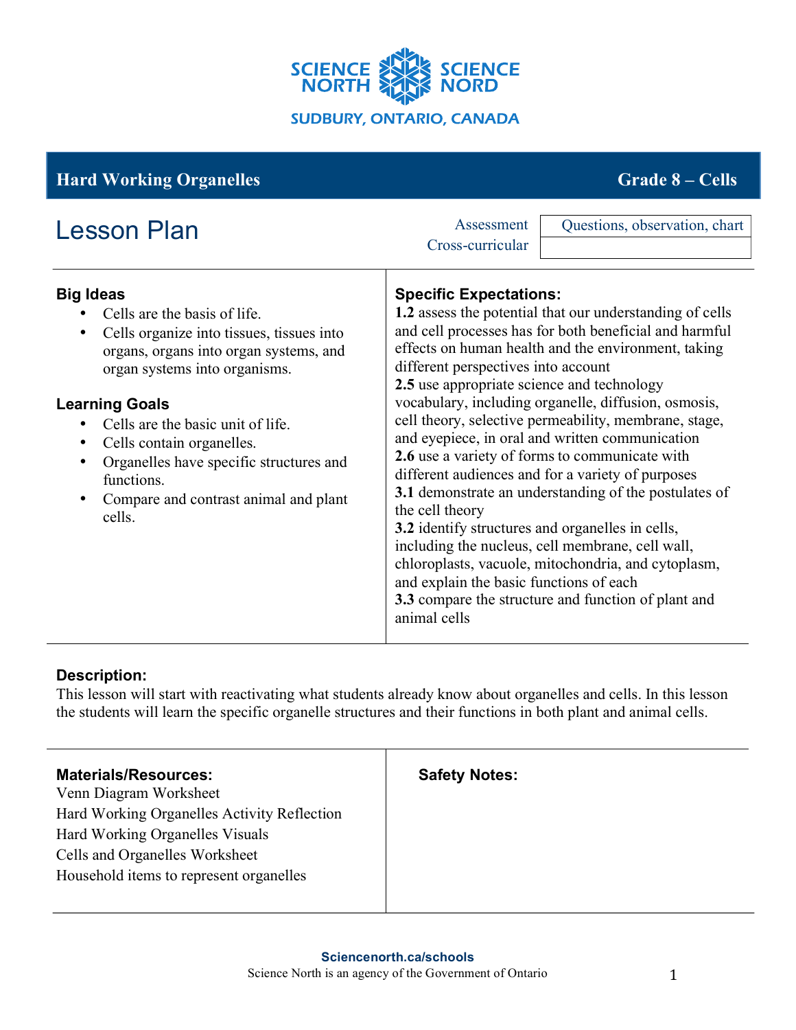SCIENCE NORTH SCIENCE NORD

SUDBURY, ONTARIO, CANADA

## Hard Working Organelles — Grade 8 – Cells

# Lesson Plan

| Assessment | Questions, observation, chart |
|---|---|
| Cross-curricular | |

### Big Ideas

- Cells are the basis of life.
- Cells organize into tissues, tissues into organs, organs into organ systems, and organ systems into organisms.

### Learning Goals

- Cells are the basic unit of life.
- Cells contain organelles.
- Organelles have specific structures and functions.
- Compare and contrast animal and plant cells.

### Specific Expectations:

**1.2** assess the potential that our understanding of cells and cell processes has for both beneficial and harmful effects on human health and the environment, taking different perspectives into account
**2.5** use appropriate science and technology vocabulary, including organelle, diffusion, osmosis, cell theory, selective permeability, membrane, stage, and eyepiece, in oral and written communication
**2.6** use a variety of forms to communicate with different audiences and for a variety of purposes
**3.1** demonstrate an understanding of the postulates of the cell theory
**3.2** identify structures and organelles in cells, including the nucleus, cell membrane, cell wall, chloroplasts, vacuole, mitochondria, and cytoplasm, and explain the basic functions of each
**3.3** compare the structure and function of plant and animal cells

### Description:

This lesson will start with reactivating what students already know about organelles and cells. In this lesson the students will learn the specific organelle structures and their functions in both plant and animal cells.

### Materials/Resources:

Venn Diagram Worksheet
Hard Working Organelles Activity Reflection
Hard Working Organelles Visuals
Cells and Organelles Worksheet
Household items to represent organelles

### Safety Notes:

**Sciencenorth.ca/schools**
Science North is an agency of the Government of Ontario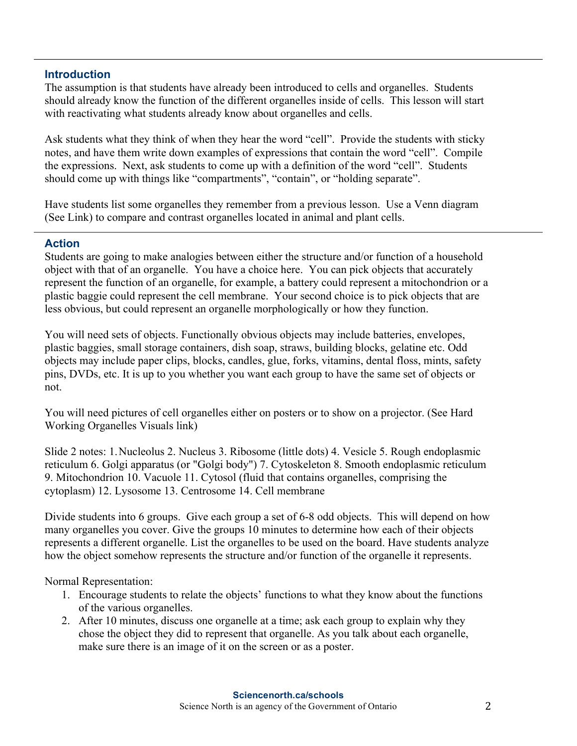## Introduction

The assumption is that students have already been introduced to cells and organelles. Students should already know the function of the different organelles inside of cells. This lesson will start with reactivating what students already know about organelles and cells.

Ask students what they think of when they hear the word “cell”. Provide the students with sticky notes, and have them write down examples of expressions that contain the word “cell”. Compile the expressions. Next, ask students to come up with a definition of the word “cell”. Students should come up with things like “compartments”, “contain”, or “holding separate”.

Have students list some organelles they remember from a previous lesson. Use a Venn diagram (See Link) to compare and contrast organelles located in animal and plant cells.

## Action

Students are going to make analogies between either the structure and/or function of a household object with that of an organelle. You have a choice here. You can pick objects that accurately represent the function of an organelle, for example, a battery could represent a mitochondrion or a plastic baggie could represent the cell membrane. Your second choice is to pick objects that are less obvious, but could represent an organelle morphologically or how they function.

You will need sets of objects. Functionally obvious objects may include batteries, envelopes, plastic baggies, small storage containers, dish soap, straws, building blocks, gelatine etc. Odd objects may include paper clips, blocks, candles, glue, forks, vitamins, dental floss, mints, safety pins, DVDs, etc. It is up to you whether you want each group to have the same set of objects or not.

You will need pictures of cell organelles either on posters or to show on a projector. (See Hard Working Organelles Visuals link)

Slide 2 notes: 1. Nucleolus 2. Nucleus 3. Ribosome (little dots) 4. Vesicle 5. Rough endoplasmic reticulum 6. Golgi apparatus (or "Golgi body") 7. Cytoskeleton 8. Smooth endoplasmic reticulum 9. Mitochondrion 10. Vacuole 11. Cytosol (fluid that contains organelles, comprising the cytoplasm) 12. Lysosome 13. Centrosome 14. Cell membrane

Divide students into 6 groups. Give each group a set of 6-8 odd objects. This will depend on how many organelles you cover. Give the groups 10 minutes to determine how each of their objects represents a different organelle. List the organelles to be used on the board. Have students analyze how the object somehow represents the structure and/or function of the organelle it represents.

Normal Representation:

1. Encourage students to relate the objects’ functions to what they know about the functions of the various organelles.
2. After 10 minutes, discuss one organelle at a time; ask each group to explain why they chose the object they did to represent that organelle. As you talk about each organelle, make sure there is an image of it on the screen or as a poster.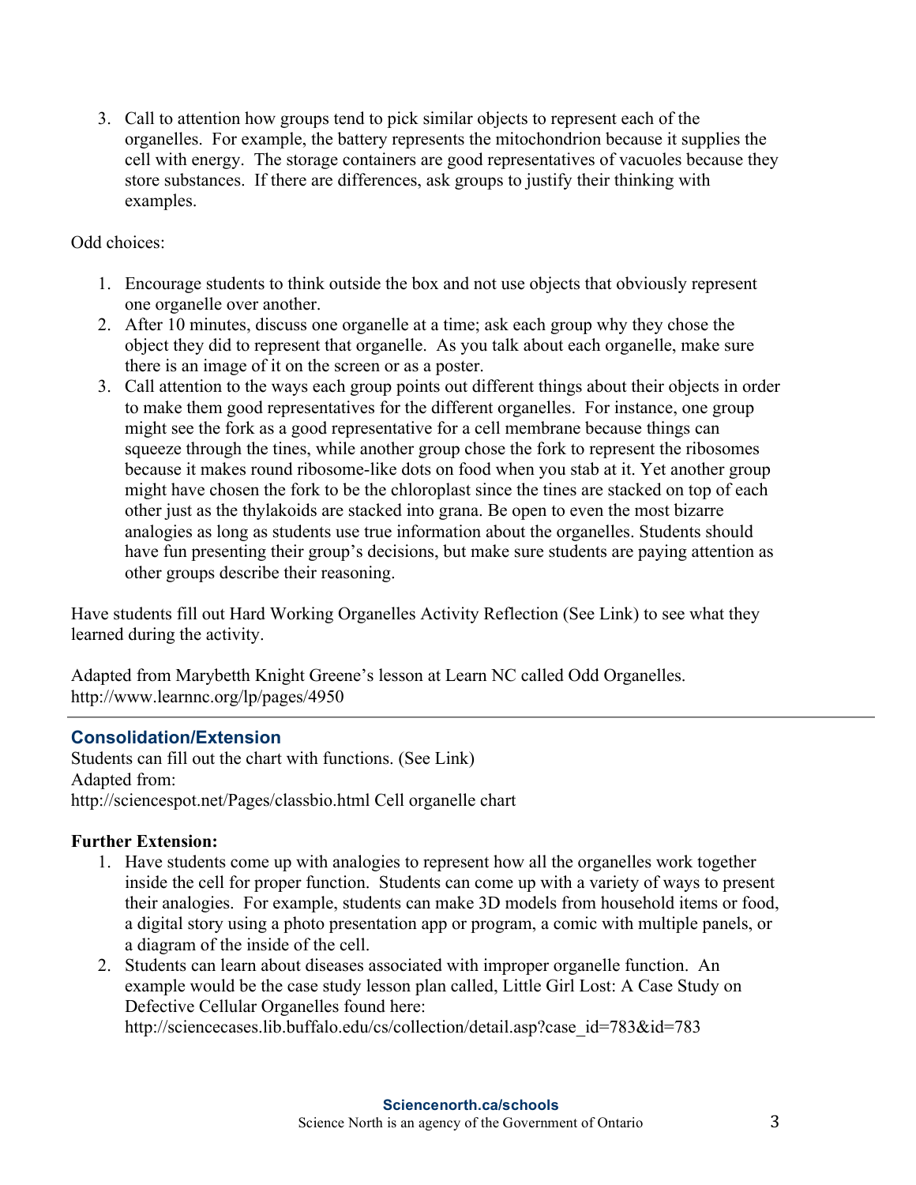3. Call to attention how groups tend to pick similar objects to represent each of the organelles. For example, the battery represents the mitochondrion because it supplies the cell with energy. The storage containers are good representatives of vacuoles because they store substances. If there are differences, ask groups to justify their thinking with examples.

Odd choices:

1. Encourage students to think outside the box and not use objects that obviously represent one organelle over another.
2. After 10 minutes, discuss one organelle at a time; ask each group why they chose the object they did to represent that organelle. As you talk about each organelle, make sure there is an image of it on the screen or as a poster.
3. Call attention to the ways each group points out different things about their objects in order to make them good representatives for the different organelles. For instance, one group might see the fork as a good representative for a cell membrane because things can squeeze through the tines, while another group chose the fork to represent the ribosomes because it makes round ribosome-like dots on food when you stab at it. Yet another group might have chosen the fork to be the chloroplast since the tines are stacked on top of each other just as the thylakoids are stacked into grana. Be open to even the most bizarre analogies as long as students use true information about the organelles. Students should have fun presenting their group's decisions, but make sure students are paying attention as other groups describe their reasoning.

Have students fill out Hard Working Organelles Activity Reflection (See Link) to see what they learned during the activity.

Adapted from Marybetth Knight Greene's lesson at Learn NC called Odd Organelles.
http://www.learnnc.org/lp/pages/4950

---

## Consolidation/Extension

Students can fill out the chart with functions. (See Link)
Adapted from:
http://sciencespot.net/Pages/classbio.html Cell organelle chart

**Further Extension:**

1. Have students come up with analogies to represent how all the organelles work together inside the cell for proper function. Students can come up with a variety of ways to present their analogies. For example, students can make 3D models from household items or food, a digital story using a photo presentation app or program, a comic with multiple panels, or a diagram of the inside of the cell.
2. Students can learn about diseases associated with improper organelle function. An example would be the case study lesson plan called, Little Girl Lost: A Case Study on Defective Cellular Organelles found here:
   http://sciencecases.lib.buffalo.edu/cs/collection/detail.asp?case_id=783&id=783